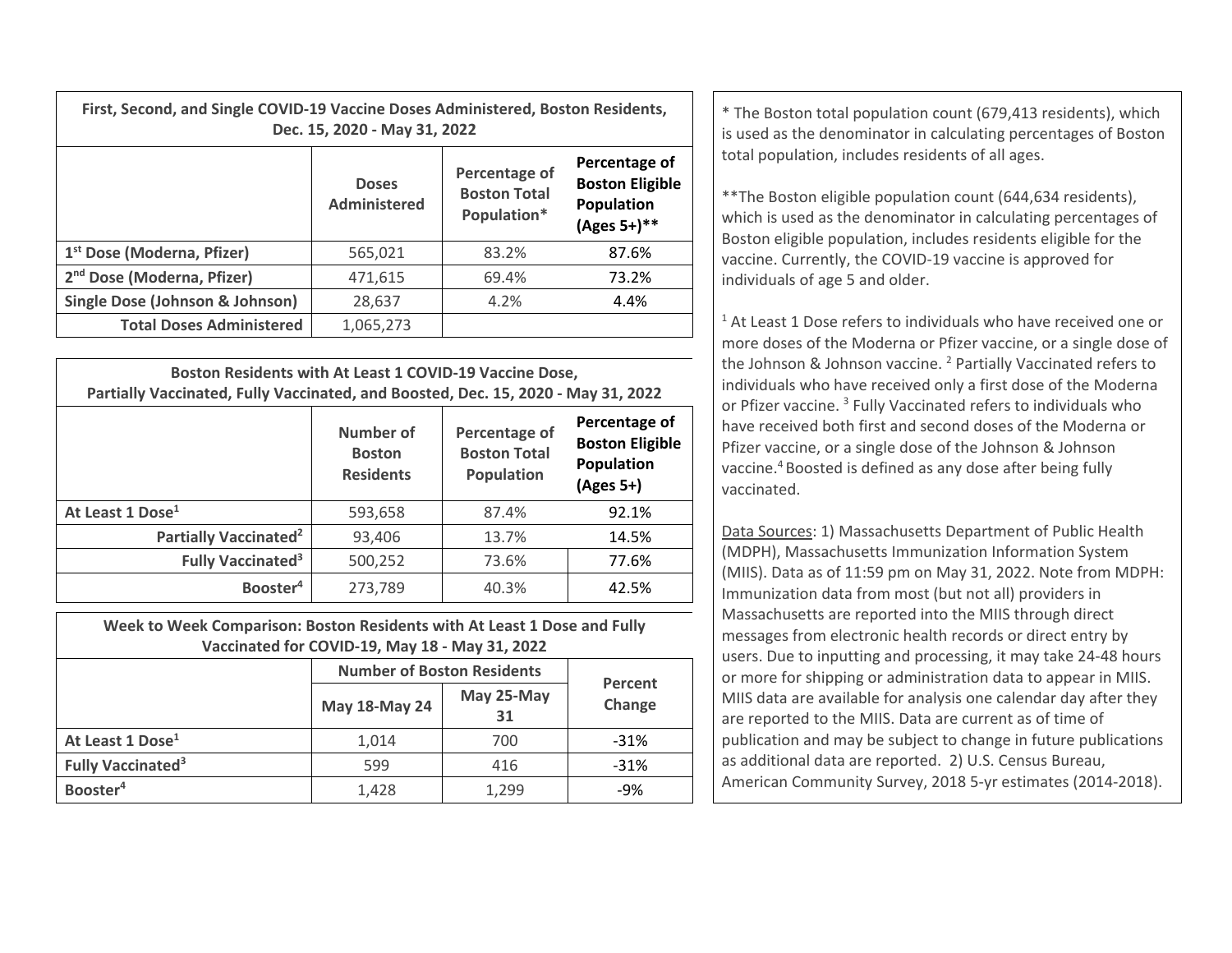| First, Second, and Single COVID-19 Vaccine Doses Administered, Boston Residents, Dec. 15, 2020 - May 31, 2022 | | | |
|---|---|---|---|
| | **Doses Administered** | **Percentage of Boston Total Population*** | **Percentage of Boston Eligible Population (Ages 5+)**** |
| **1st Dose (Moderna, Pfizer)** | 565,021 | 83.2% | 87.6% |
| **2nd Dose (Moderna, Pfizer)** | 471,615 | 69.4% | 73.2% |
| **Single Dose (Johnson & Johnson)** | 28,637 | 4.2% | 4.4% |
| **Total Doses Administered** | 1,065,273 | | |

| Boston Residents with At Least 1 COVID-19 Vaccine Dose, Partially Vaccinated, Fully Vaccinated, and Boosted, Dec. 15, 2020 - May 31, 2022 | | | |
|---|---|---|---|
| | **Number of Boston Residents** | **Percentage of Boston Total Population** | **Percentage of Boston Eligible Population (Ages 5+)** |
| **At Least 1 Dose[1]** | 593,658 | 87.4% | 92.1% |
| **Partially Vaccinated[2]** | 93,406 | 13.7% | 14.5% |
| **Fully Vaccinated[3]** | 500,252 | 73.6% | 77.6% |
| **Booster[4]** | 273,789 | 40.3% | 42.5% |

| Week to Week Comparison: Boston Residents with At Least 1 Dose and Fully Vaccinated for COVID-19, May 18 - May 31, 2022 | | | |
|---|---|---|---|
| | **Number of Boston Residents** | | **Percent Change** |
| | **May 18-May 24** | **May 25-May 31** | |
| **At Least 1 Dose[1]** | 1,014 | 700 | -31% |
| **Fully Vaccinated[3]** | 599 | 416 | -31% |
| **Booster[4]** | 1,428 | 1,299 | -9% |

* The Boston total population count (679,413 residents), which is used as the denominator in calculating percentages of Boston total population, includes residents of all ages.

**The Boston eligible population count (644,634 residents), which is used as the denominator in calculating percentages of Boston eligible population, includes residents eligible for the vaccine. Currently, the COVID-19 vaccine is approved for individuals of age 5 and older.

[1] At Least 1 Dose refers to individuals who have received one or more doses of the Moderna or Pfizer vaccine, or a single dose of the Johnson & Johnson vaccine. [2] Partially Vaccinated refers to individuals who have received only a first dose of the Moderna or Pfizer vaccine. [3] Fully Vaccinated refers to individuals who have received both first and second doses of the Moderna or Pfizer vaccine, or a single dose of the Johnson & Johnson vaccine.[4] Boosted is defined as any dose after being fully vaccinated.

Data Sources: 1) Massachusetts Department of Public Health (MDPH), Massachusetts Immunization Information System (MIIS). Data as of 11:59 pm on May 31, 2022. Note from MDPH: Immunization data from most (but not all) providers in Massachusetts are reported into the MIIS through direct messages from electronic health records or direct entry by users. Due to inputting and processing, it may take 24-48 hours or more for shipping or administration data to appear in MIIS. MIIS data are available for analysis one calendar day after they are reported to the MIIS. Data are current as of time of publication and may be subject to change in future publications as additional data are reported. 2) U.S. Census Bureau, American Community Survey, 2018 5-yr estimates (2014-2018).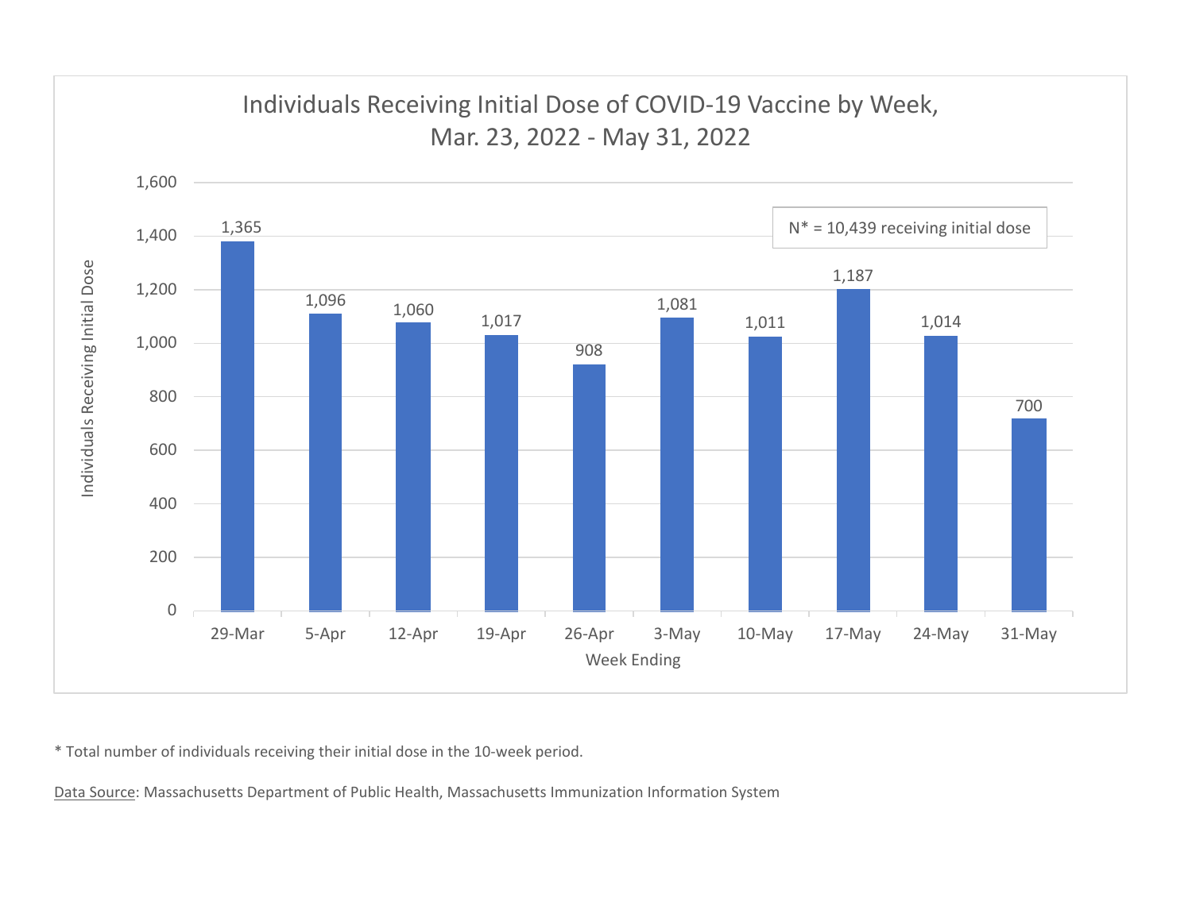## Individuals Receiving Initial Dose of COVID-19 Vaccine by Week, Mar. 23, 2022 - May 31, 2022

N* = 10,439 receiving initial dose

| Week Ending | Individuals Receiving Initial Dose |
|---|---|
| 29-Mar | 1,365 |
| 5-Apr | 1,096 |
| 12-Apr | 1,060 |
| 19-Apr | 1,017 |
| 26-Apr | 908 |
| 3-May | 1,081 |
| 10-May | 1,011 |
| 17-May | 1,187 |
| 24-May | 1,014 |
| 31-May | 700 |

* Total number of individuals receiving their initial dose in the 10-week period.

Data Source: Massachusetts Department of Public Health, Massachusetts Immunization Information System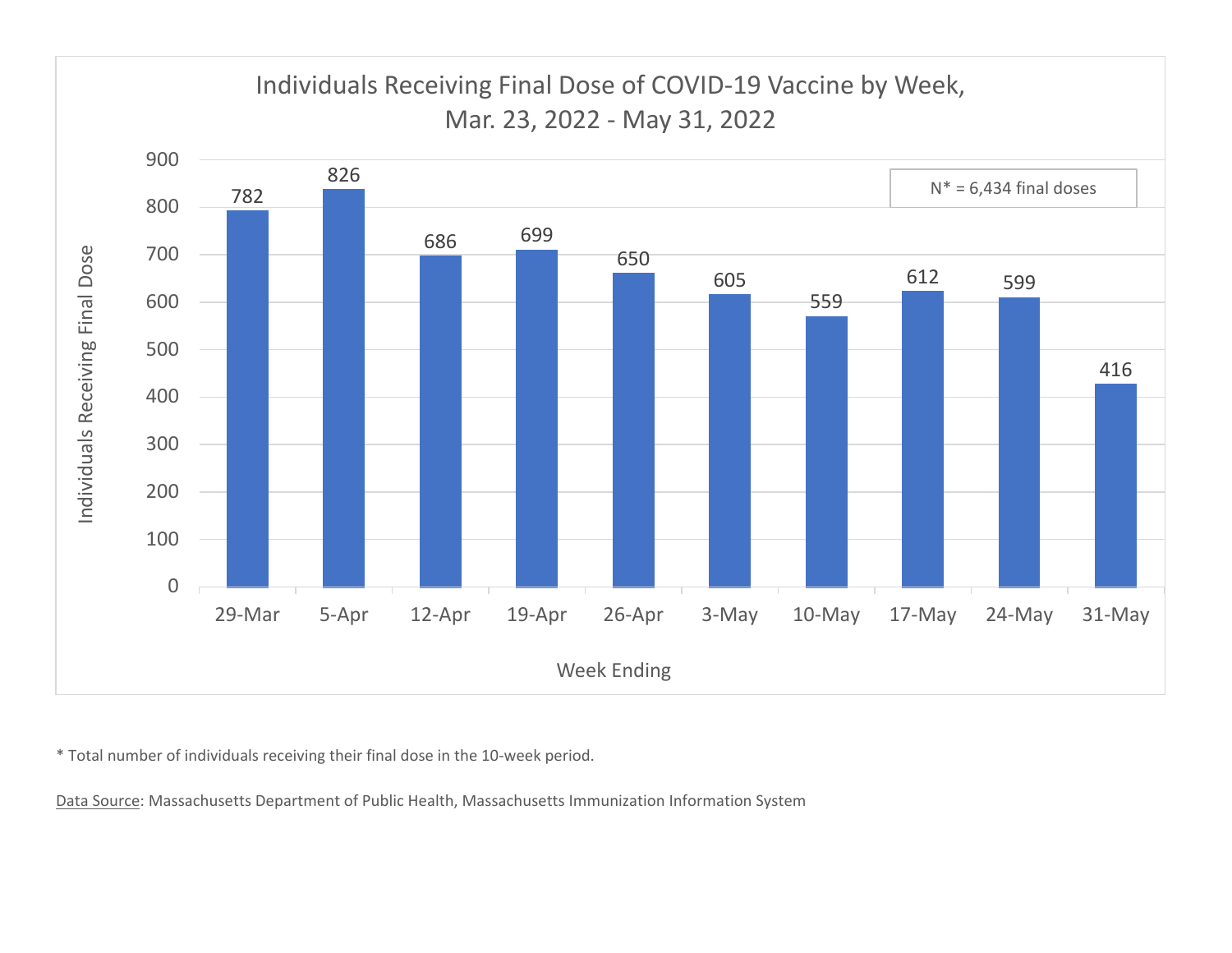**Individuals Receiving Final Dose of COVID-19 Vaccine by Week, Mar. 23, 2022 - May 31, 2022**

N* = 6,434 final doses

| Week Ending | Individuals Receiving Final Dose |
|---|---|
| 29-Mar | 782 |
| 5-Apr | 826 |
| 12-Apr | 686 |
| 19-Apr | 699 |
| 26-Apr | 650 |
| 3-May | 605 |
| 10-May | 559 |
| 17-May | 612 |
| 24-May | 599 |
| 31-May | 416 |

* Total number of individuals receiving their final dose in the 10-week period.

Data Source: Massachusetts Department of Public Health, Massachusetts Immunization Information System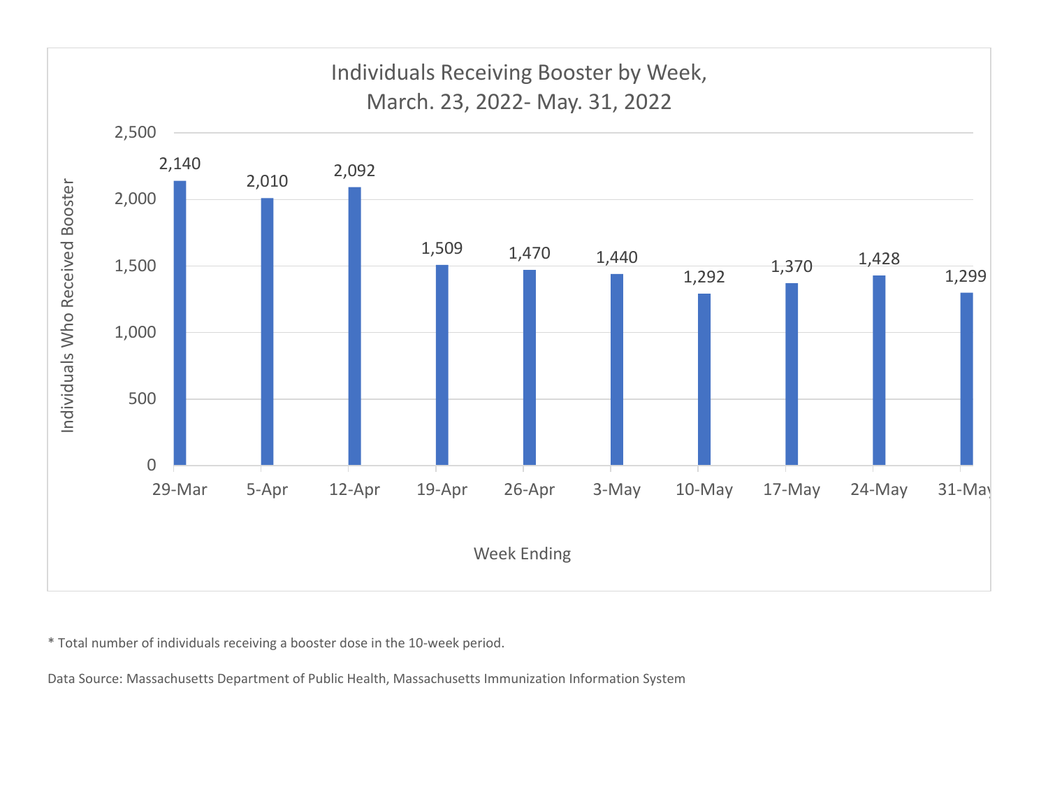## Individuals Receiving Booster by Week, March. 23, 2022- May. 31, 2022

| Week Ending | Individuals Who Received Booster |
| --- | --- |
| 29-Mar | 2,140 |
| 5-Apr | 2,010 |
| 12-Apr | 2,092 |
| 19-Apr | 1,509 |
| 26-Apr | 1,470 |
| 3-May | 1,440 |
| 10-May | 1,292 |
| 17-May | 1,370 |
| 24-May | 1,428 |
| 31-May | 1,299 |

* Total number of individuals receiving a booster dose in the 10-week period.

Data Source: Massachusetts Department of Public Health, Massachusetts Immunization Information System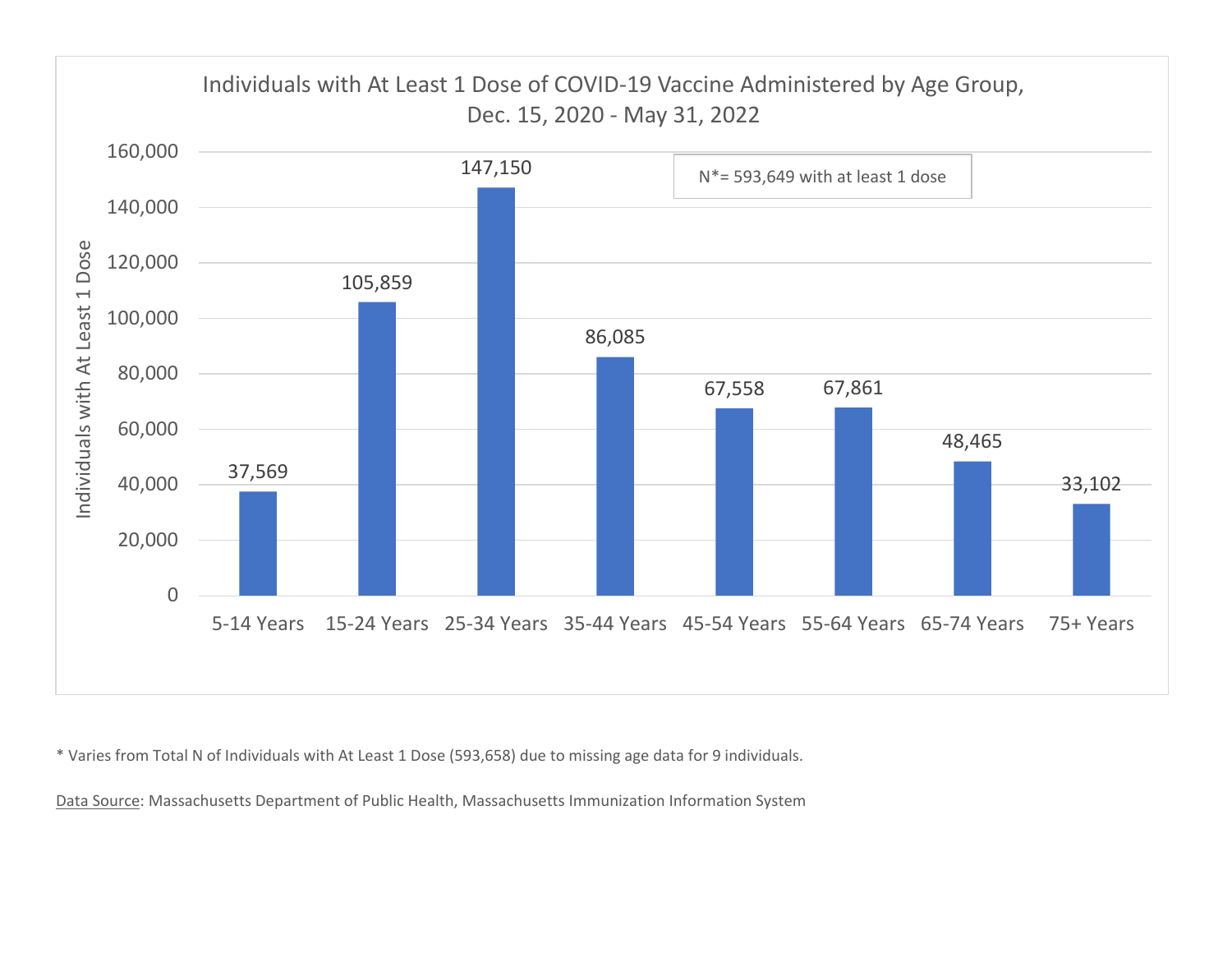Individuals with At Least 1 Dose of COVID-19 Vaccine Administered by Age Group, Dec. 15, 2020 - May 31, 2022

N*= 593,649 with at least 1 dose

| Age Group | Individuals with At Least 1 Dose |
| --- | --- |
| 5-14 Years | 37,569 |
| 15-24 Years | 105,859 |
| 25-34 Years | 147,150 |
| 35-44 Years | 86,085 |
| 45-54 Years | 67,558 |
| 55-64 Years | 67,861 |
| 65-74 Years | 48,465 |
| 75+ Years | 33,102 |

* Varies from Total N of Individuals with At Least 1 Dose (593,658) due to missing age data for 9 individuals.

Data Source: Massachusetts Department of Public Health, Massachusetts Immunization Information System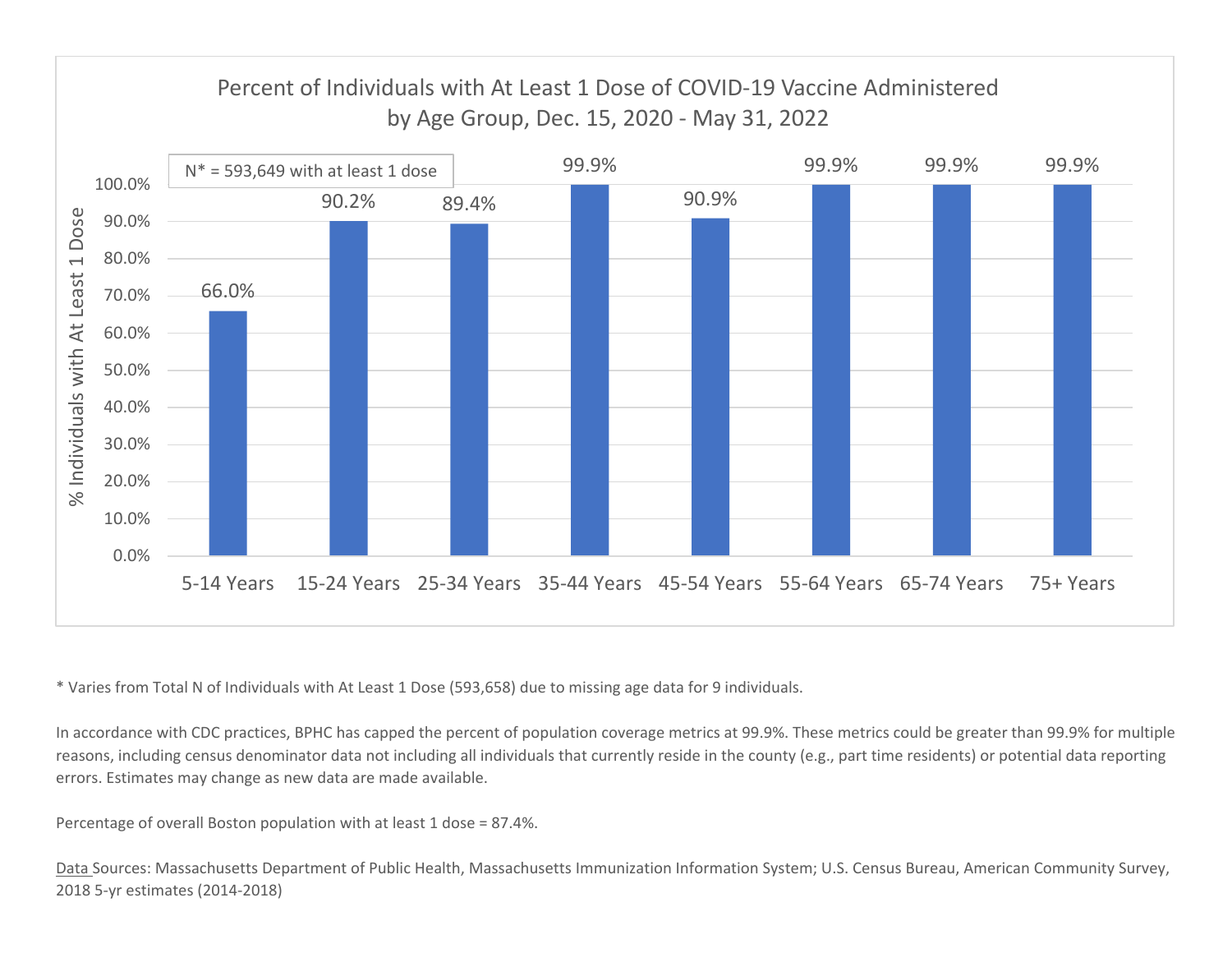## Percent of Individuals with At Least 1 Dose of COVID-19 Vaccine Administered by Age Group, Dec. 15, 2020 - May 31, 2022

N* = 593,649 with at least 1 dose

| Age Group | % Individuals with At Least 1 Dose |
|---|---|
| 5-14 Years | 66.0% |
| 15-24 Years | 90.2% |
| 25-34 Years | 89.4% |
| 35-44 Years | 99.9% |
| 45-54 Years | 90.9% |
| 55-64 Years | 99.9% |
| 65-74 Years | 99.9% |
| 75+ Years | 99.9% |

* Varies from Total N of Individuals with At Least 1 Dose (593,658) due to missing age data for 9 individuals.

In accordance with CDC practices, BPHC has capped the percent of population coverage metrics at 99.9%. These metrics could be greater than 99.9% for multiple reasons, including census denominator data not including all individuals that currently reside in the county (e.g., part time residents) or potential data reporting errors. Estimates may change as new data are made available.

Percentage of overall Boston population with at least 1 dose = 87.4%.

Data Sources: Massachusetts Department of Public Health, Massachusetts Immunization Information System; U.S. Census Bureau, American Community Survey, 2018 5-yr estimates (2014-2018)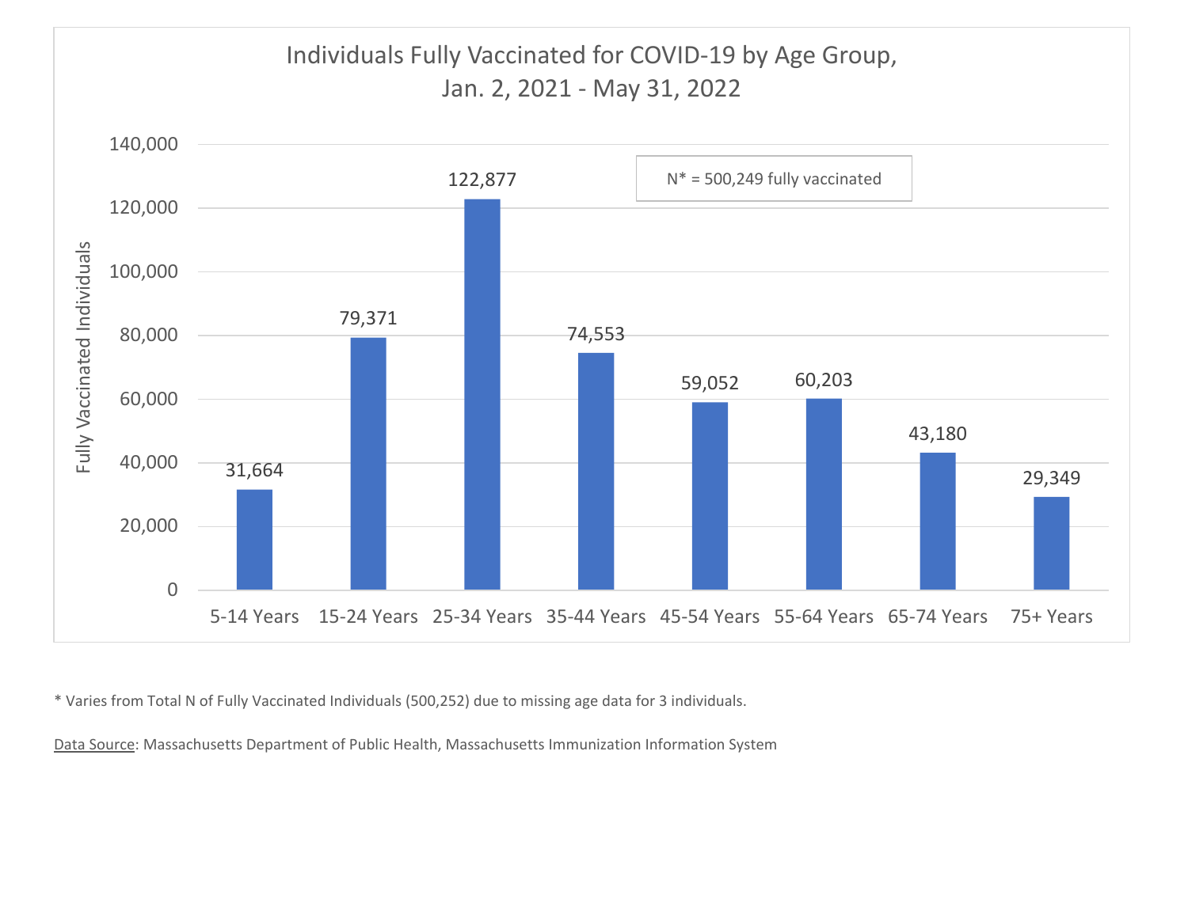## Individuals Fully Vaccinated for COVID-19 by Age Group, Jan. 2, 2021 - May 31, 2022

N* = 500,249 fully vaccinated

| Age Group | Fully Vaccinated Individuals |
| --- | --- |
| 5-14 Years | 31,664 |
| 15-24 Years | 79,371 |
| 25-34 Years | 122,877 |
| 35-44 Years | 74,553 |
| 45-54 Years | 59,052 |
| 55-64 Years | 60,203 |
| 65-74 Years | 43,180 |
| 75+ Years | 29,349 |

* Varies from Total N of Fully Vaccinated Individuals (500,252) due to missing age data for 3 individuals.

Data Source: Massachusetts Department of Public Health, Massachusetts Immunization Information System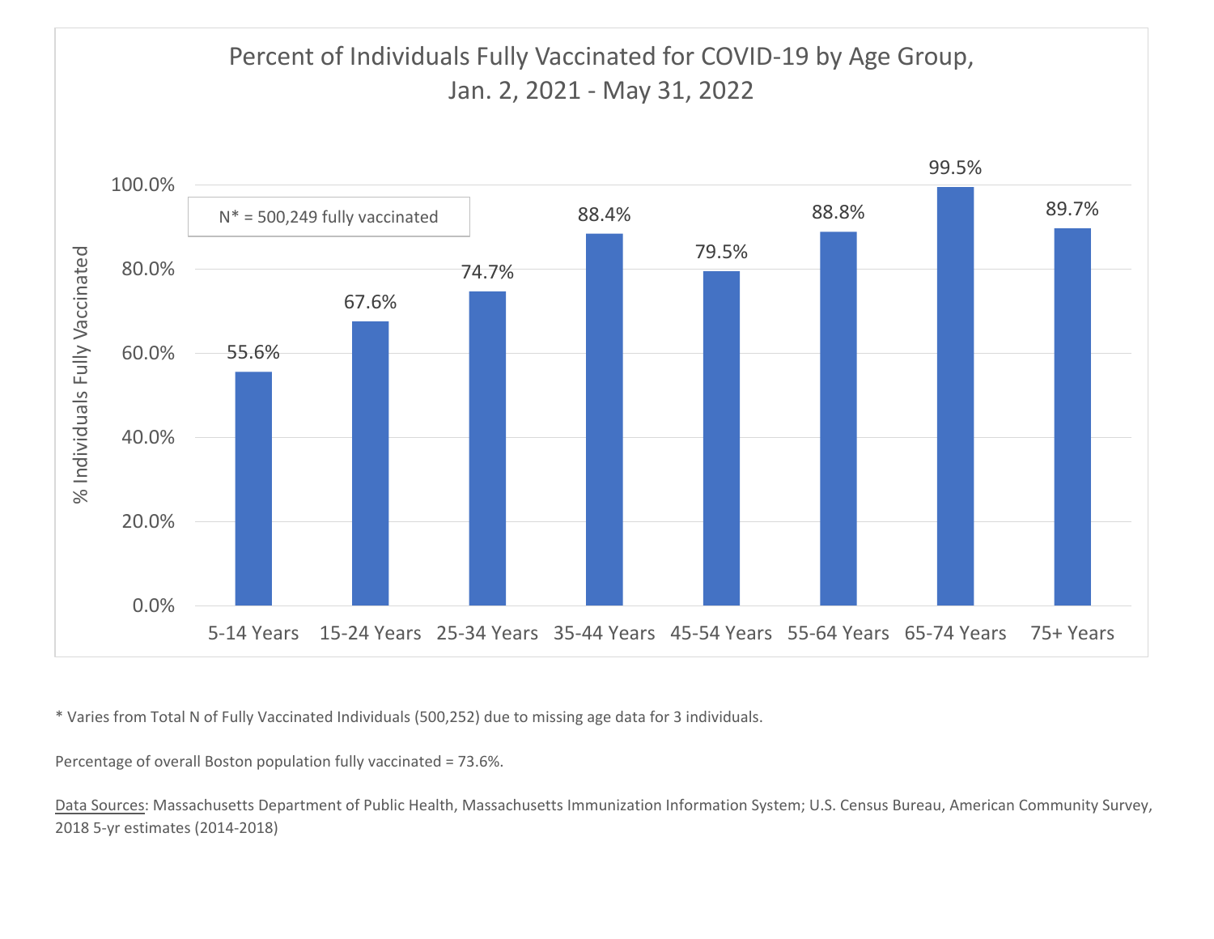## Percent of Individuals Fully Vaccinated for COVID-19 by Age Group, Jan. 2, 2021 - May 31, 2022

N* = 500,249 fully vaccinated

| Age Group | % Individuals Fully Vaccinated |
|---|---|
| 5-14 Years | 55.6% |
| 15-24 Years | 67.6% |
| 25-34 Years | 74.7% |
| 35-44 Years | 88.4% |
| 45-54 Years | 79.5% |
| 55-64 Years | 88.8% |
| 65-74 Years | 99.5% |
| 75+ Years | 89.7% |

* Varies from Total N of Fully Vaccinated Individuals (500,252) due to missing age data for 3 individuals.

Percentage of overall Boston population fully vaccinated = 73.6%.

Data Sources: Massachusetts Department of Public Health, Massachusetts Immunization Information System; U.S. Census Bureau, American Community Survey, 2018 5-yr estimates (2014-2018)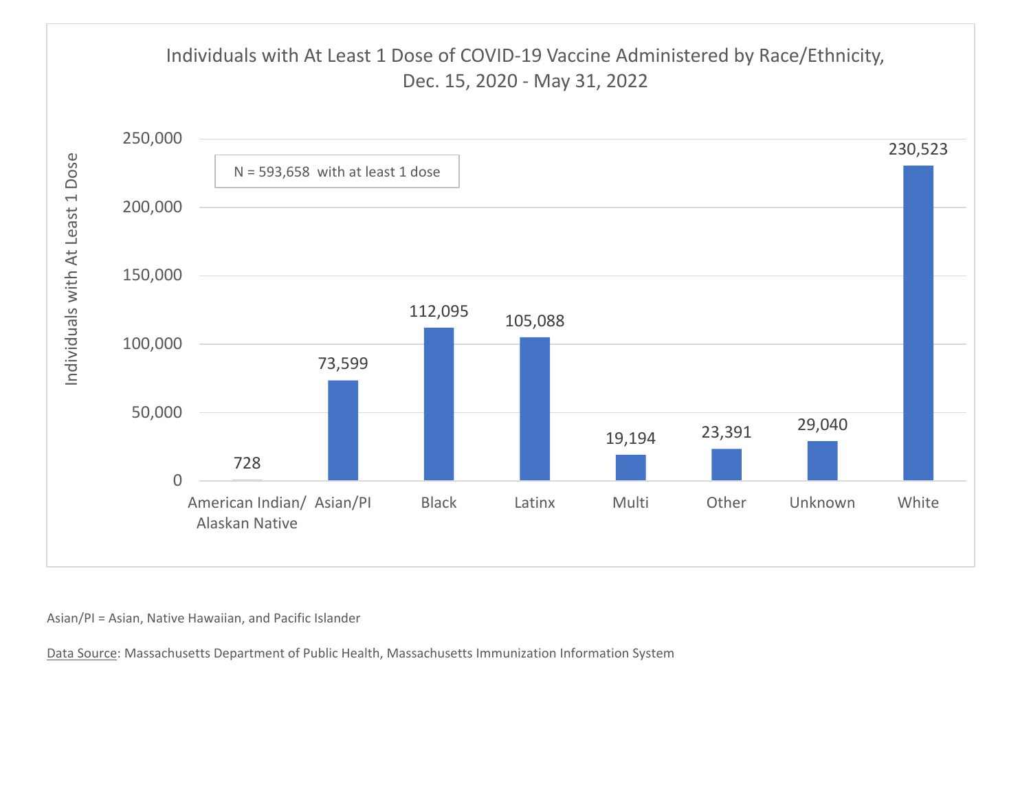## Individuals with At Least 1 Dose of COVID-19 Vaccine Administered by Race/Ethnicity, Dec. 15, 2020 - May 31, 2022

N = 593,658 with at least 1 dose

| Race/Ethnicity | Individuals with At Least 1 Dose |
| --- | --- |
| American Indian/ Alaskan Native | 728 |
| Asian/PI | 73,599 |
| Black | 112,095 |
| Latinx | 105,088 |
| Multi | 19,194 |
| Other | 23,391 |
| Unknown | 29,040 |
| White | 230,523 |

Asian/PI = Asian, Native Hawaiian, and Pacific Islander

Data Source: Massachusetts Department of Public Health, Massachusetts Immunization Information System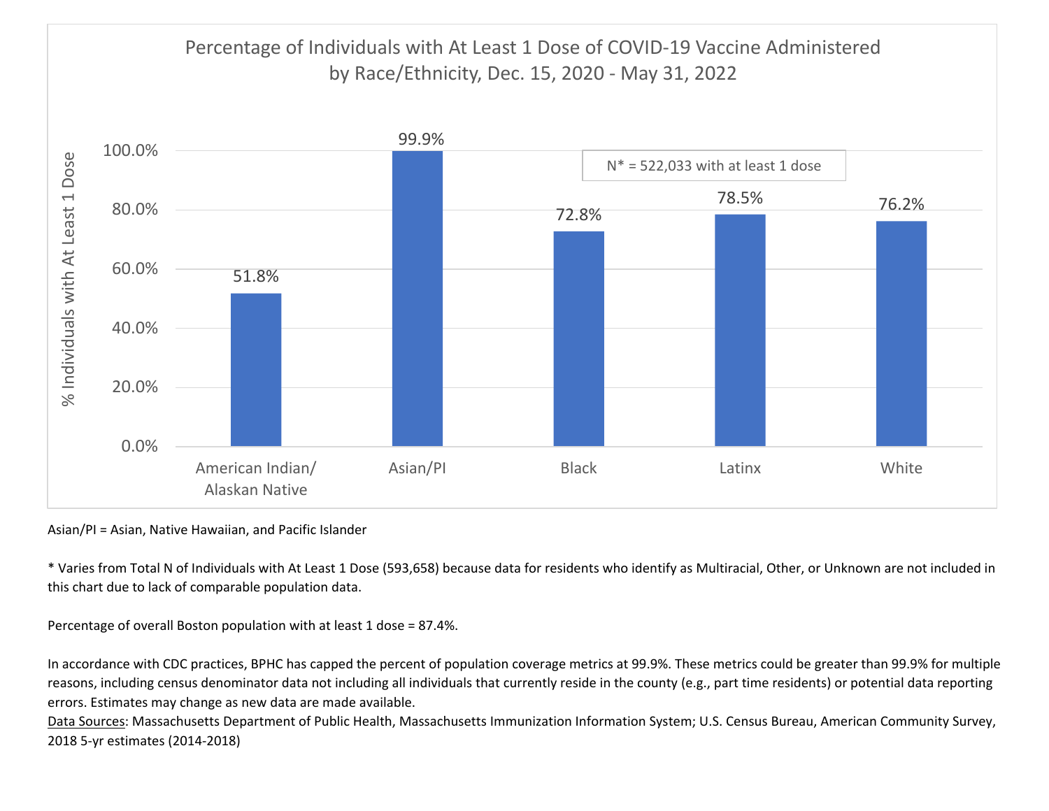## Percentage of Individuals with At Least 1 Dose of COVID-19 Vaccine Administered by Race/Ethnicity, Dec. 15, 2020 - May 31, 2022

N* = 522,033 with at least 1 dose

| Race/Ethnicity | % Individuals with At Least 1 Dose |
| --- | --- |
| American Indian/ Alaskan Native | 51.8% |
| Asian/PI | 99.9% |
| Black | 72.8% |
| Latinx | 78.5% |
| White | 76.2% |

Asian/PI = Asian, Native Hawaiian, and Pacific Islander

* Varies from Total N of Individuals with At Least 1 Dose (593,658) because data for residents who identify as Multiracial, Other, or Unknown are not included in this chart due to lack of comparable population data.

Percentage of overall Boston population with at least 1 dose = 87.4%.

In accordance with CDC practices, BPHC has capped the percent of population coverage metrics at 99.9%. These metrics could be greater than 99.9% for multiple reasons, including census denominator data not including all individuals that currently reside in the county (e.g., part time residents) or potential data reporting errors. Estimates may change as new data are made available.

Data Sources: Massachusetts Department of Public Health, Massachusetts Immunization Information System; U.S. Census Bureau, American Community Survey, 2018 5-yr estimates (2014-2018)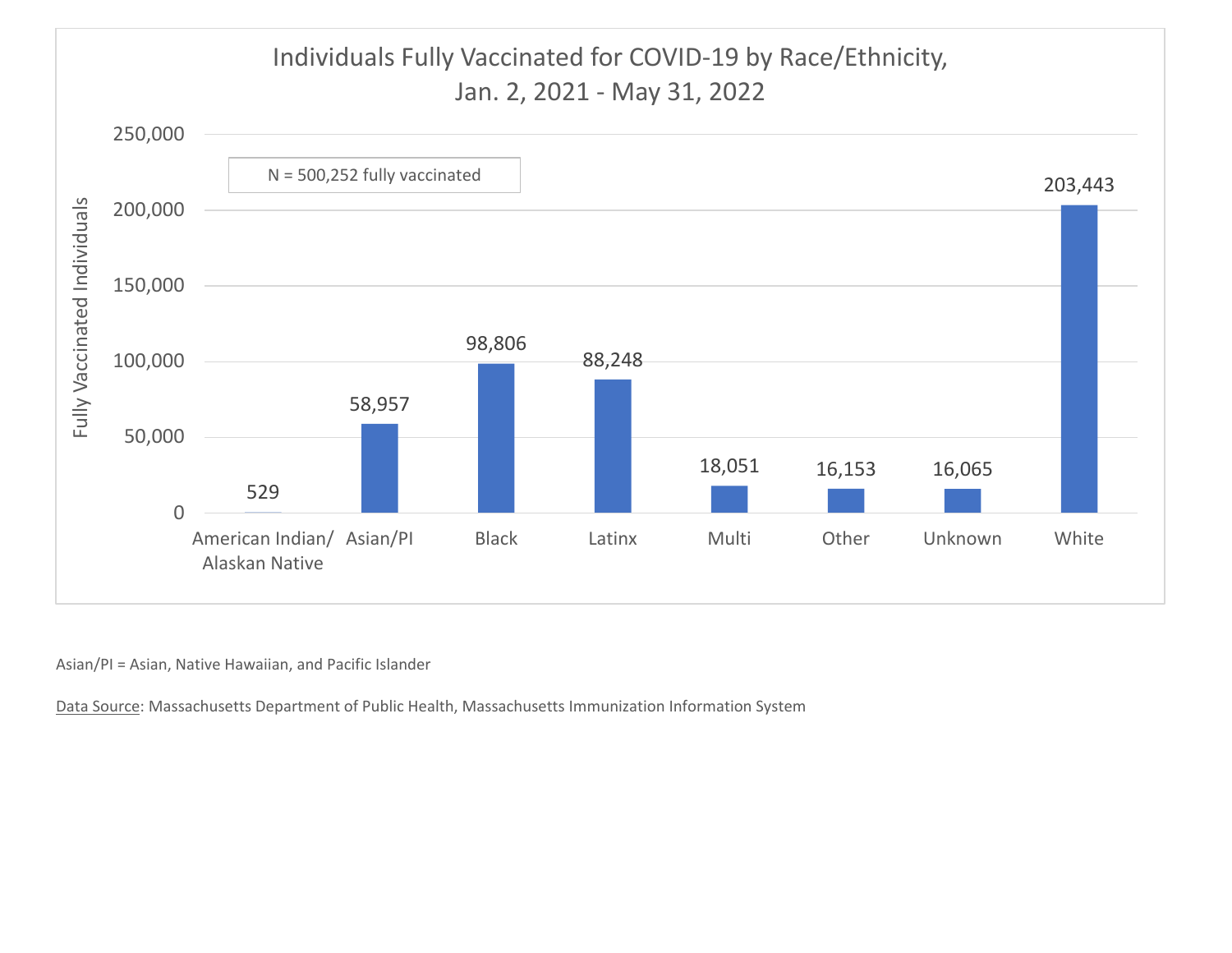**Individuals Fully Vaccinated for COVID-19 by Race/Ethnicity, Jan. 2, 2021 - May 31, 2022**

N = 500,252 fully vaccinated

| Race/Ethnicity | Fully Vaccinated Individuals |
|---|---|
| American Indian/ Alaskan Native | 529 |
| Asian/PI | 58,957 |
| Black | 98,806 |
| Latinx | 88,248 |
| Multi | 18,051 |
| Other | 16,153 |
| Unknown | 16,065 |
| White | 203,443 |

Asian/PI = Asian, Native Hawaiian, and Pacific Islander

Data Source: Massachusetts Department of Public Health, Massachusetts Immunization Information System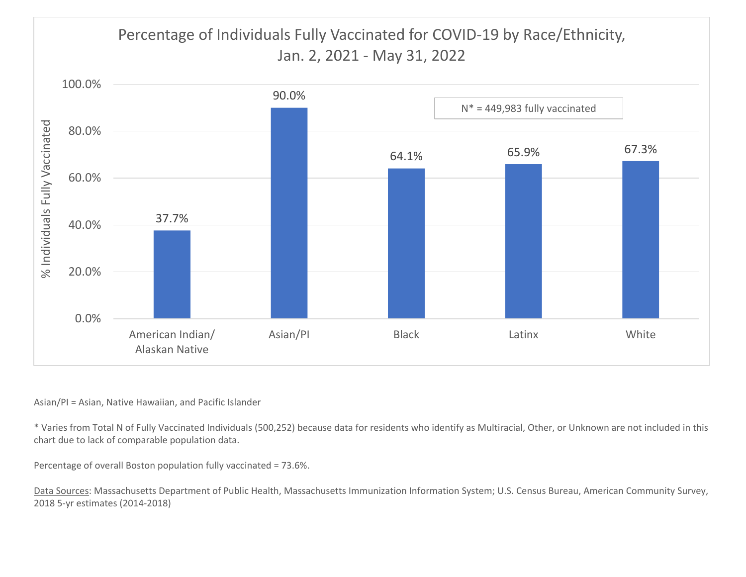## Percentage of Individuals Fully Vaccinated for COVID-19 by Race/Ethnicity, Jan. 2, 2021 - May 31, 2022

| Race/Ethnicity | % Individuals Fully Vaccinated |
|---|---|
| American Indian/ Alaskan Native | 37.7% |
| Asian/PI | 90.0% |
| Black | 64.1% |
| Latinx | 65.9% |
| White | 67.3% |

N* = 449,983 fully vaccinated

Asian/PI = Asian, Native Hawaiian, and Pacific Islander

* Varies from Total N of Fully Vaccinated Individuals (500,252) because data for residents who identify as Multiracial, Other, or Unknown are not included in this chart due to lack of comparable population data.

Percentage of overall Boston population fully vaccinated = 73.6%.

Data Sources: Massachusetts Department of Public Health, Massachusetts Immunization Information System; U.S. Census Bureau, American Community Survey, 2018 5-yr estimates (2014-2018)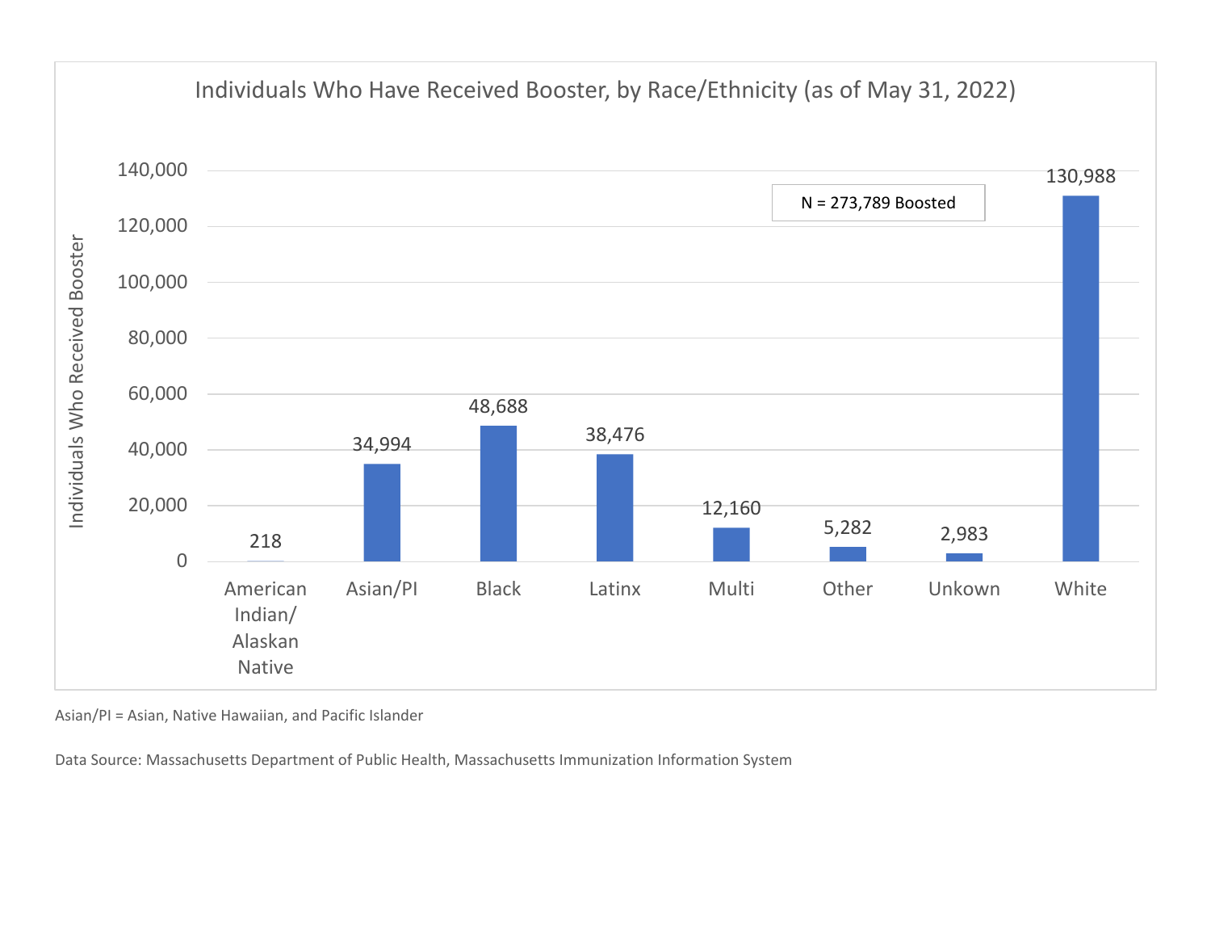## Individuals Who Have Received Booster, by Race/Ethnicity (as of May 31, 2022)

N = 273,789 Boosted

| Race/Ethnicity | Individuals Who Received Booster |
|---|---|
| American Indian/ Alaskan Native | 218 |
| Asian/PI | 34,994 |
| Black | 48,688 |
| Latinx | 38,476 |
| Multi | 12,160 |
| Other | 5,282 |
| Unkown | 2,983 |
| White | 130,988 |

Asian/PI = Asian, Native Hawaiian, and Pacific Islander

Data Source: Massachusetts Department of Public Health, Massachusetts Immunization Information System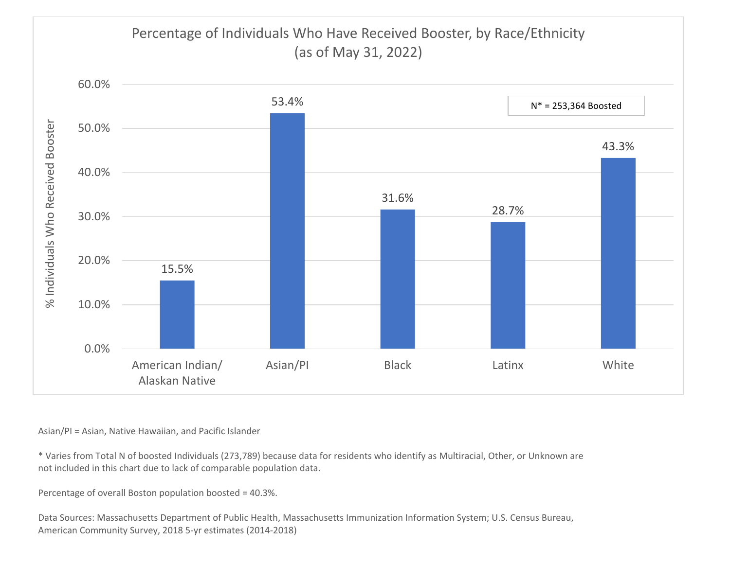## Percentage of Individuals Who Have Received Booster, by Race/Ethnicity (as of May 31, 2022)

N* = 253,364 Boosted

| Race/Ethnicity | % Individuals Who Received Booster |
|---|---|
| American Indian/ Alaskan Native | 15.5% |
| Asian/PI | 53.4% |
| Black | 31.6% |
| Latinx | 28.7% |
| White | 43.3% |

Asian/PI = Asian, Native Hawaiian, and Pacific Islander

* Varies from Total N of boosted Individuals (273,789) because data for residents who identify as Multiracial, Other, or Unknown are not included in this chart due to lack of comparable population data.

Percentage of overall Boston population boosted = 40.3%.

Data Sources: Massachusetts Department of Public Health, Massachusetts Immunization Information System; U.S. Census Bureau, American Community Survey, 2018 5-yr estimates (2014-2018)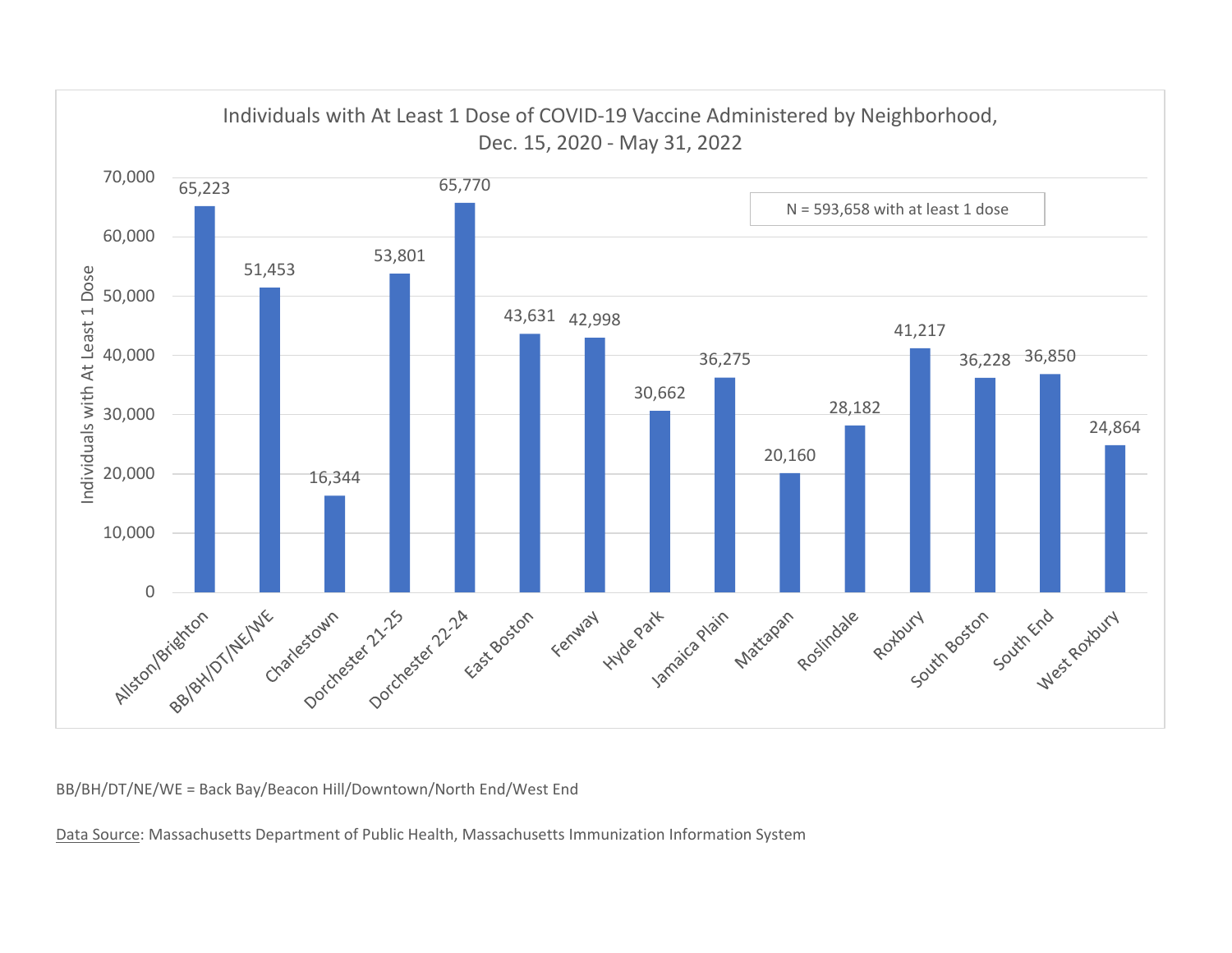## Individuals with At Least 1 Dose of COVID-19 Vaccine Administered by Neighborhood, Dec. 15, 2020 - May 31, 2022

N = 593,658 with at least 1 dose

| Neighborhood | Individuals with At Least 1 Dose |
|---|---|
| Allston/Brighton | 65,223 |
| BB/BH/DT/NE/WE | 51,453 |
| Charlestown | 16,344 |
| Dorchester 21-25 | 53,801 |
| Dorchester 22-24 | 65,770 |
| East Boston | 43,631 |
| Fenway | 42,998 |
| Hyde Park | 30,662 |
| Jamaica Plain | 36,275 |
| Mattapan | 20,160 |
| Roslindale | 28,182 |
| Roxbury | 41,217 |
| South Boston | 36,228 |
| South End | 36,850 |
| West Roxbury | 24,864 |

BB/BH/DT/NE/WE = Back Bay/Beacon Hill/Downtown/North End/West End

Data Source: Massachusetts Department of Public Health, Massachusetts Immunization Information System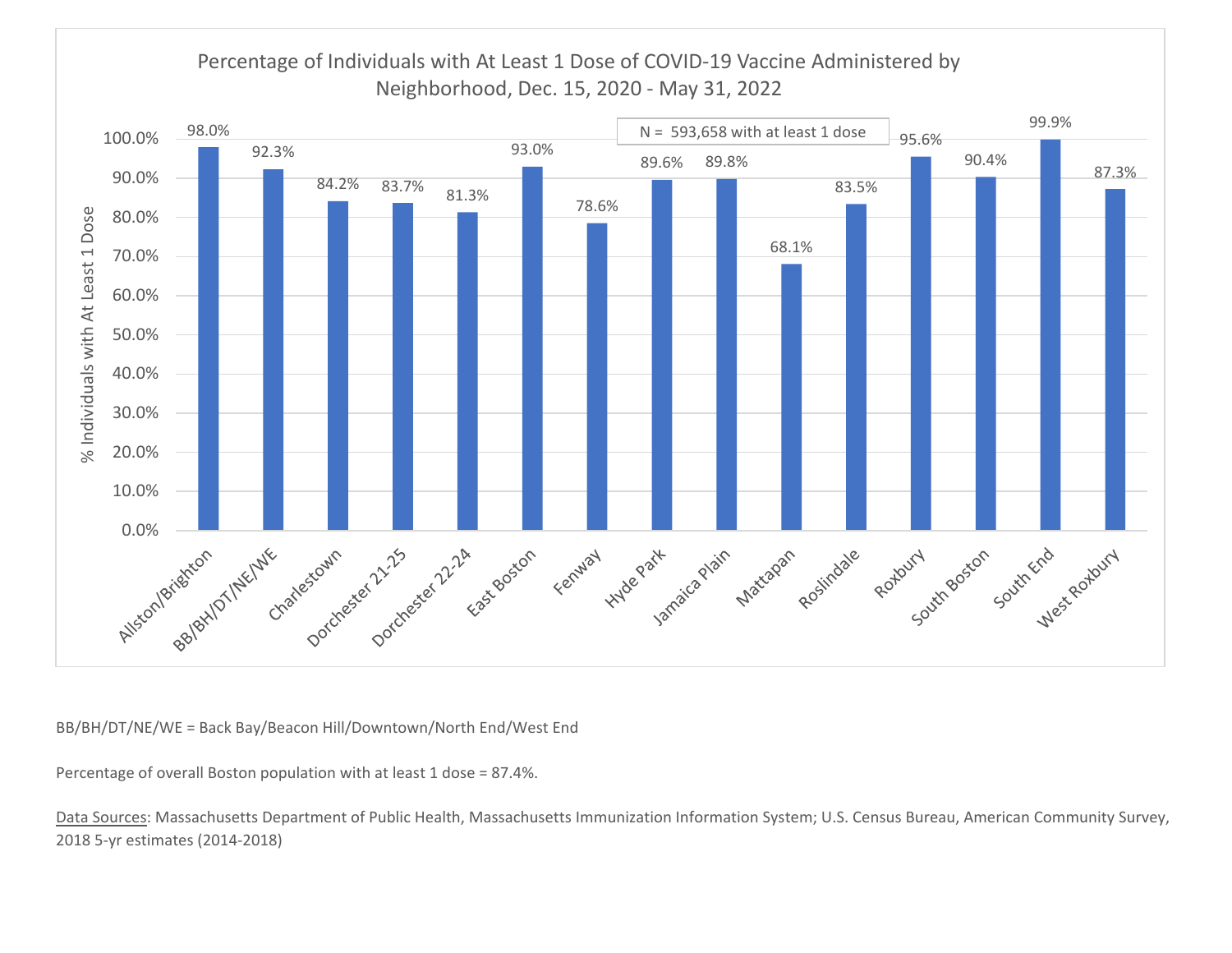Percentage of Individuals with At Least 1 Dose of COVID-19 Vaccine Administered by Neighborhood, Dec. 15, 2020 - May 31, 2022

N = 593,658 with at least 1 dose

| Neighborhood | % Individuals with At Least 1 Dose |
| --- | --- |
| Allston/Brighton | 98.0% |
| BB/BH/DT/NE/WE | 92.3% |
| Charlestown | 84.2% |
| Dorchester 21-25 | 83.7% |
| Dorchester 22-24 | 81.3% |
| East Boston | 93.0% |
| Fenway | 78.6% |
| Hyde Park | 89.6% |
| Jamaica Plain | 89.8% |
| Mattapan | 68.1% |
| Roslindale | 83.5% |
| Roxbury | 95.6% |
| South Boston | 90.4% |
| South End | 99.9% |
| West Roxbury | 87.3% |

BB/BH/DT/NE/WE = Back Bay/Beacon Hill/Downtown/North End/West End

Percentage of overall Boston population with at least 1 dose = 87.4%.

Data Sources: Massachusetts Department of Public Health, Massachusetts Immunization Information System; U.S. Census Bureau, American Community Survey, 2018 5-yr estimates (2014-2018)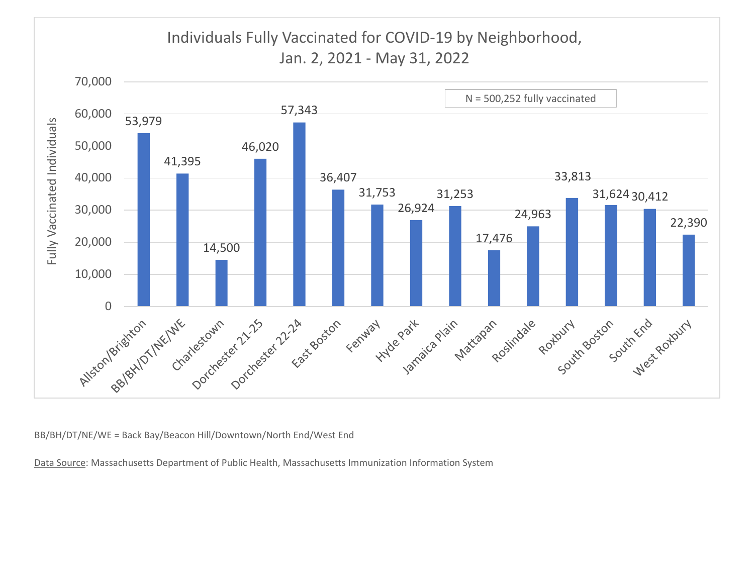## Individuals Fully Vaccinated for COVID-19 by Neighborhood, Jan. 2, 2021 - May 31, 2022

N = 500,252 fully vaccinated

| Neighborhood | Fully Vaccinated Individuals |
|---|---|
| Allston/Brighton | 53,979 |
| BB/BH/DT/NE/WE | 41,395 |
| Charlestown | 14,500 |
| Dorchester 21-25 | 46,020 |
| Dorchester 22-24 | 57,343 |
| East Boston | 36,407 |
| Fenway | 31,753 |
| Hyde Park | 26,924 |
| Jamaica Plain | 31,253 |
| Mattapan | 17,476 |
| Roslindale | 24,963 |
| Roxbury | 33,813 |
| South Boston | 31,624 |
| South End | 30,412 |
| West Roxbury | 22,390 |

BB/BH/DT/NE/WE = Back Bay/Beacon Hill/Downtown/North End/West End

Data Source: Massachusetts Department of Public Health, Massachusetts Immunization Information System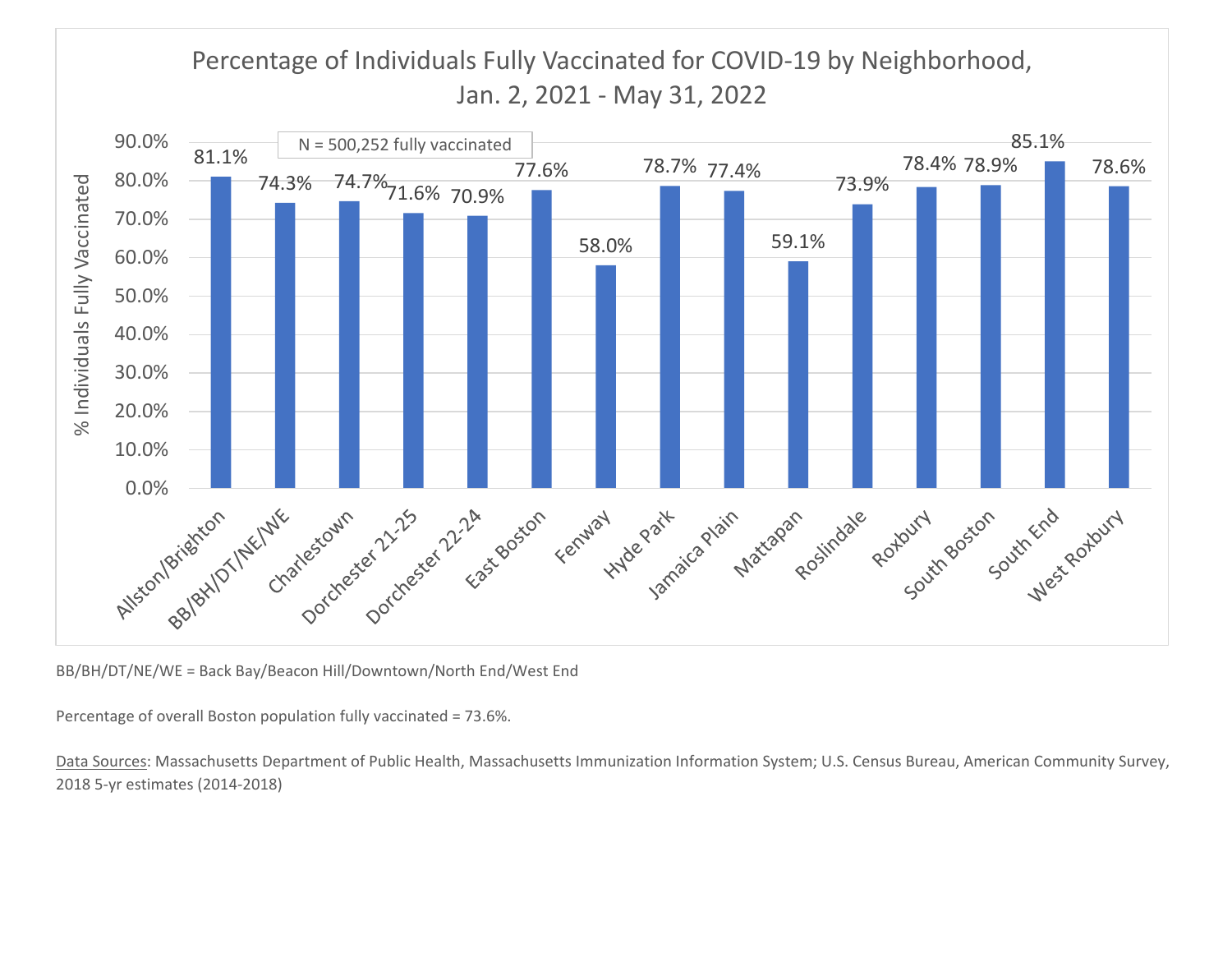## Percentage of Individuals Fully Vaccinated for COVID-19 by Neighborhood, Jan. 2, 2021 - May 31, 2022

N = 500,252 fully vaccinated

| Neighborhood | % Individuals Fully Vaccinated |
|---|---|
| Allston/Brighton | 81.1% |
| BB/BH/DT/NE/WE | 74.3% |
| Charlestown | 74.7% |
| Dorchester 21-25 | 71.6% |
| Dorchester 22-24 | 70.9% |
| East Boston | 77.6% |
| Fenway | 58.0% |
| Hyde Park | 78.7% |
| Jamaica Plain | 77.4% |
| Mattapan | 59.1% |
| Roslindale | 73.9% |
| Roxbury | 78.4% |
| South Boston | 78.9% |
| South End | 85.1% |
| West Roxbury | 78.6% |

BB/BH/DT/NE/WE = Back Bay/Beacon Hill/Downtown/North End/West End

Percentage of overall Boston population fully vaccinated = 73.6%.

Data Sources: Massachusetts Department of Public Health, Massachusetts Immunization Information System; U.S. Census Bureau, American Community Survey, 2018 5-yr estimates (2014-2018)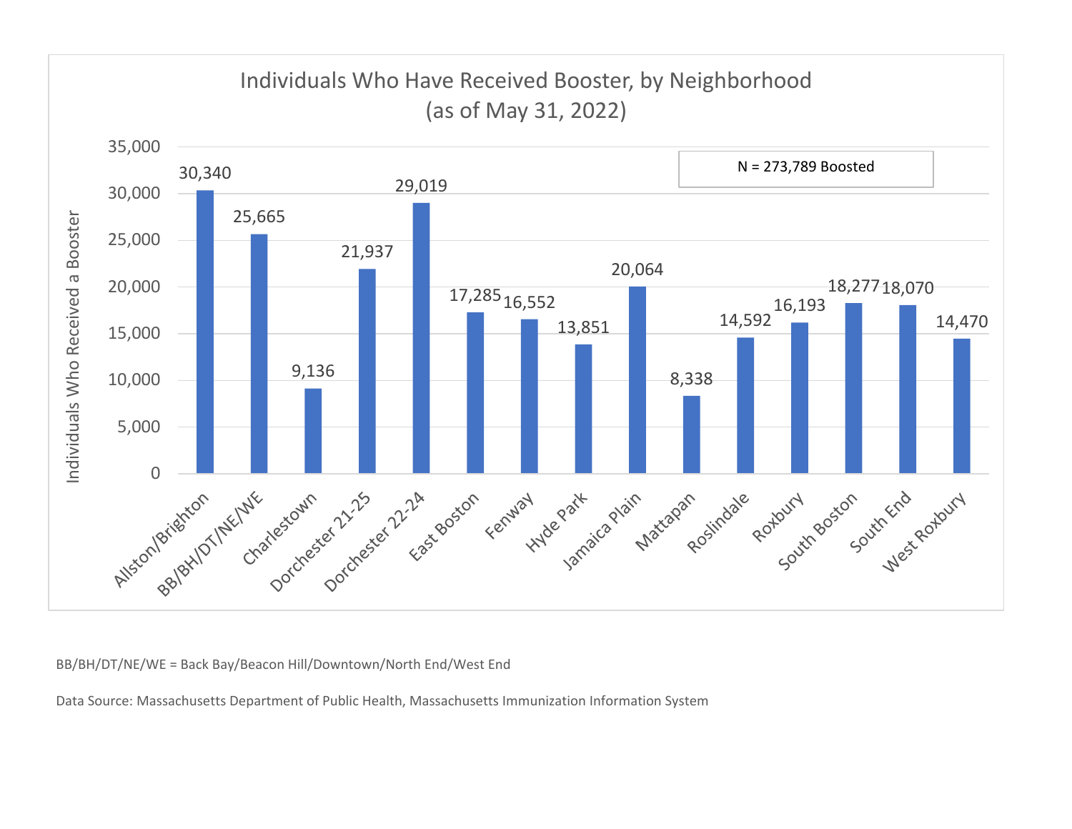## Individuals Who Have Received Booster, by Neighborhood (as of May 31, 2022)

N = 273,789 Boosted

| Neighborhood | Individuals Who Received a Booster |
| --- | --- |
| Allston/Brighton | 30,340 |
| BB/BH/DT/NE/WE | 25,665 |
| Charlestown | 9,136 |
| Dorchester 21-25 | 21,937 |
| Dorchester 22-24 | 29,019 |
| East Boston | 17,285 |
| Fenway | 16,552 |
| Hyde Park | 13,851 |
| Jamaica Plain | 20,064 |
| Mattapan | 8,338 |
| Roslindale | 14,592 |
| Roxbury | 16,193 |
| South Boston | 18,277 |
| South End | 18,070 |
| West Roxbury | 14,470 |

BB/BH/DT/NE/WE = Back Bay/Beacon Hill/Downtown/North End/West End

Data Source: Massachusetts Department of Public Health, Massachusetts Immunization Information System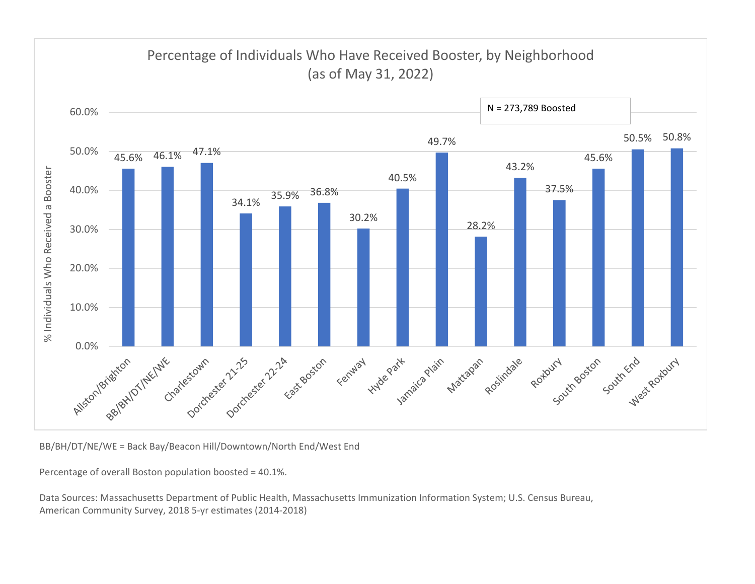## Percentage of Individuals Who Have Received Booster, by Neighborhood (as of May 31, 2022)

N = 273,789 Boosted

| Neighborhood | % Individuals Who Received a Booster |
|---|---|
| Allston/Brighton | 45.6% |
| BB/BH/DT/NE/WE | 46.1% |
| Charlestown | 47.1% |
| Dorchester 21-25 | 34.1% |
| Dorchester 22-24 | 35.9% |
| East Boston | 36.8% |
| Fenway | 30.2% |
| Hyde Park | 40.5% |
| Jamaica Plain | 49.7% |
| Mattapan | 28.2% |
| Roslindale | 43.2% |
| Roxbury | 37.5% |
| South Boston | 45.6% |
| South End | 50.5% |
| West Roxbury | 50.8% |

BB/BH/DT/NE/WE = Back Bay/Beacon Hill/Downtown/North End/West End

Percentage of overall Boston population boosted = 40.1%.

Data Sources: Massachusetts Department of Public Health, Massachusetts Immunization Information System; U.S. Census Bureau, American Community Survey, 2018 5-yr estimates (2014-2018)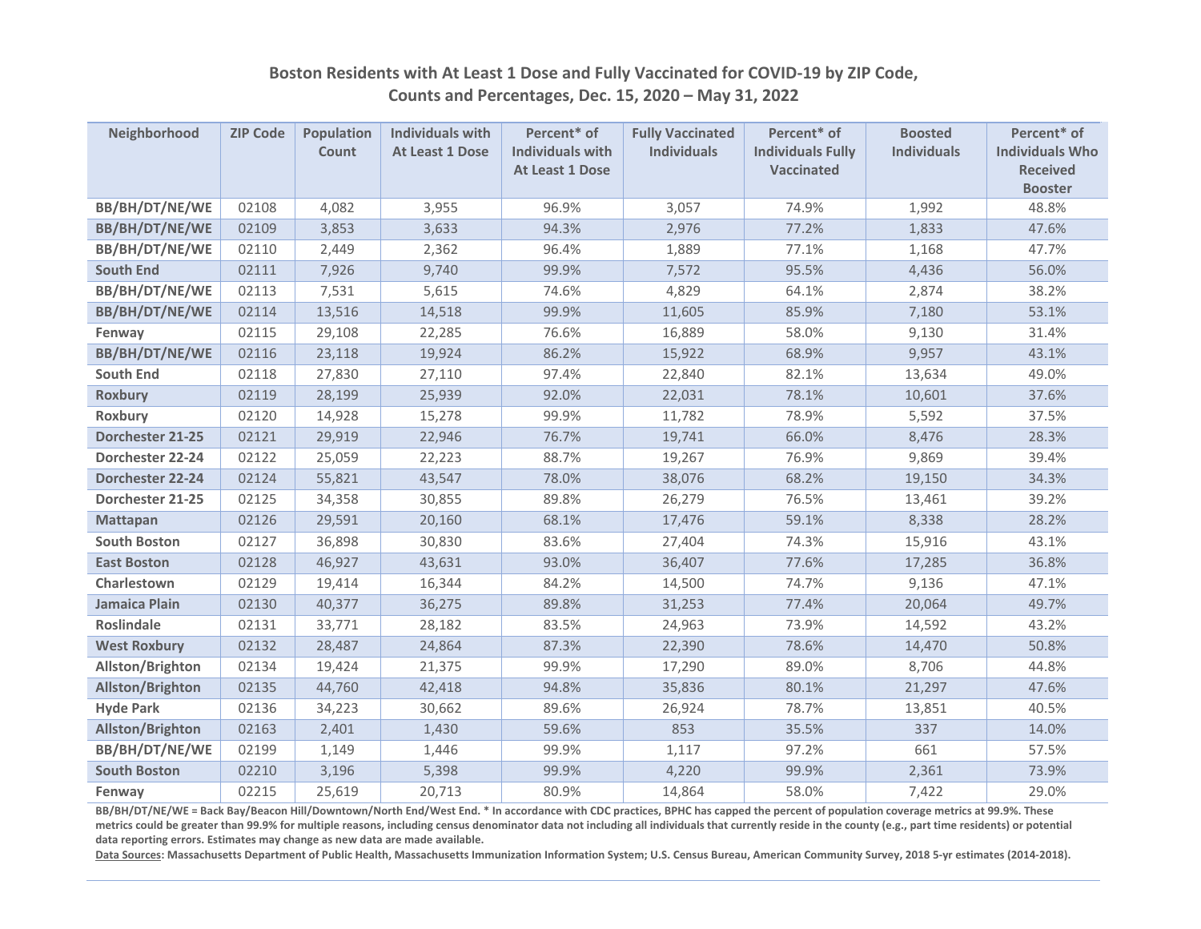## Boston Residents with At Least 1 Dose and Fully Vaccinated for COVID-19 by ZIP Code, Counts and Percentages, Dec. 15, 2020 – May 31, 2022

| Neighborhood | ZIP Code | Population Count | Individuals with At Least 1 Dose | Percent* of Individuals with At Least 1 Dose | Fully Vaccinated Individuals | Percent* of Individuals Fully Vaccinated | Boosted Individuals | Percent* of Individuals Who Received Booster |
|---|---|---|---|---|---|---|---|---|
| BB/BH/DT/NE/WE | 02108 | 4,082 | 3,955 | 96.9% | 3,057 | 74.9% | 1,992 | 48.8% |
| BB/BH/DT/NE/WE | 02109 | 3,853 | 3,633 | 94.3% | 2,976 | 77.2% | 1,833 | 47.6% |
| BB/BH/DT/NE/WE | 02110 | 2,449 | 2,362 | 96.4% | 1,889 | 77.1% | 1,168 | 47.7% |
| South End | 02111 | 7,926 | 9,740 | 99.9% | 7,572 | 95.5% | 4,436 | 56.0% |
| BB/BH/DT/NE/WE | 02113 | 7,531 | 5,615 | 74.6% | 4,829 | 64.1% | 2,874 | 38.2% |
| BB/BH/DT/NE/WE | 02114 | 13,516 | 14,518 | 99.9% | 11,605 | 85.9% | 7,180 | 53.1% |
| Fenway | 02115 | 29,108 | 22,285 | 76.6% | 16,889 | 58.0% | 9,130 | 31.4% |
| BB/BH/DT/NE/WE | 02116 | 23,118 | 19,924 | 86.2% | 15,922 | 68.9% | 9,957 | 43.1% |
| South End | 02118 | 27,830 | 27,110 | 97.4% | 22,840 | 82.1% | 13,634 | 49.0% |
| Roxbury | 02119 | 28,199 | 25,939 | 92.0% | 22,031 | 78.1% | 10,601 | 37.6% |
| Roxbury | 02120 | 14,928 | 15,278 | 99.9% | 11,782 | 78.9% | 5,592 | 37.5% |
| Dorchester 21-25 | 02121 | 29,919 | 22,946 | 76.7% | 19,741 | 66.0% | 8,476 | 28.3% |
| Dorchester 22-24 | 02122 | 25,059 | 22,223 | 88.7% | 19,267 | 76.9% | 9,869 | 39.4% |
| Dorchester 22-24 | 02124 | 55,821 | 43,547 | 78.0% | 38,076 | 68.2% | 19,150 | 34.3% |
| Dorchester 21-25 | 02125 | 34,358 | 30,855 | 89.8% | 26,279 | 76.5% | 13,461 | 39.2% |
| Mattapan | 02126 | 29,591 | 20,160 | 68.1% | 17,476 | 59.1% | 8,338 | 28.2% |
| South Boston | 02127 | 36,898 | 30,830 | 83.6% | 27,404 | 74.3% | 15,916 | 43.1% |
| East Boston | 02128 | 46,927 | 43,631 | 93.0% | 36,407 | 77.6% | 17,285 | 36.8% |
| Charlestown | 02129 | 19,414 | 16,344 | 84.2% | 14,500 | 74.7% | 9,136 | 47.1% |
| Jamaica Plain | 02130 | 40,377 | 36,275 | 89.8% | 31,253 | 77.4% | 20,064 | 49.7% |
| Roslindale | 02131 | 33,771 | 28,182 | 83.5% | 24,963 | 73.9% | 14,592 | 43.2% |
| West Roxbury | 02132 | 28,487 | 24,864 | 87.3% | 22,390 | 78.6% | 14,470 | 50.8% |
| Allston/Brighton | 02134 | 19,424 | 21,375 | 99.9% | 17,290 | 89.0% | 8,706 | 44.8% |
| Allston/Brighton | 02135 | 44,760 | 42,418 | 94.8% | 35,836 | 80.1% | 21,297 | 47.6% |
| Hyde Park | 02136 | 34,223 | 30,662 | 89.6% | 26,924 | 78.7% | 13,851 | 40.5% |
| Allston/Brighton | 02163 | 2,401 | 1,430 | 59.6% | 853 | 35.5% | 337 | 14.0% |
| BB/BH/DT/NE/WE | 02199 | 1,149 | 1,446 | 99.9% | 1,117 | 97.2% | 661 | 57.5% |
| South Boston | 02210 | 3,196 | 5,398 | 99.9% | 4,220 | 99.9% | 2,361 | 73.9% |
| Fenway | 02215 | 25,619 | 20,713 | 80.9% | 14,864 | 58.0% | 7,422 | 29.0% |

**BB/BH/DT/NE/WE = Back Bay/Beacon Hill/Downtown/North End/West End. * In accordance with CDC practices, BPHC has capped the percent of population coverage metrics at 99.9%. These metrics could be greater than 99.9% for multiple reasons, including census denominator data not including all individuals that currently reside in the county (e.g., part time residents) or potential data reporting errors. Estimates may change as new data are made available.**

**Data Sources: Massachusetts Department of Public Health, Massachusetts Immunization Information System; U.S. Census Bureau, American Community Survey, 2018 5-yr estimates (2014-2018).**